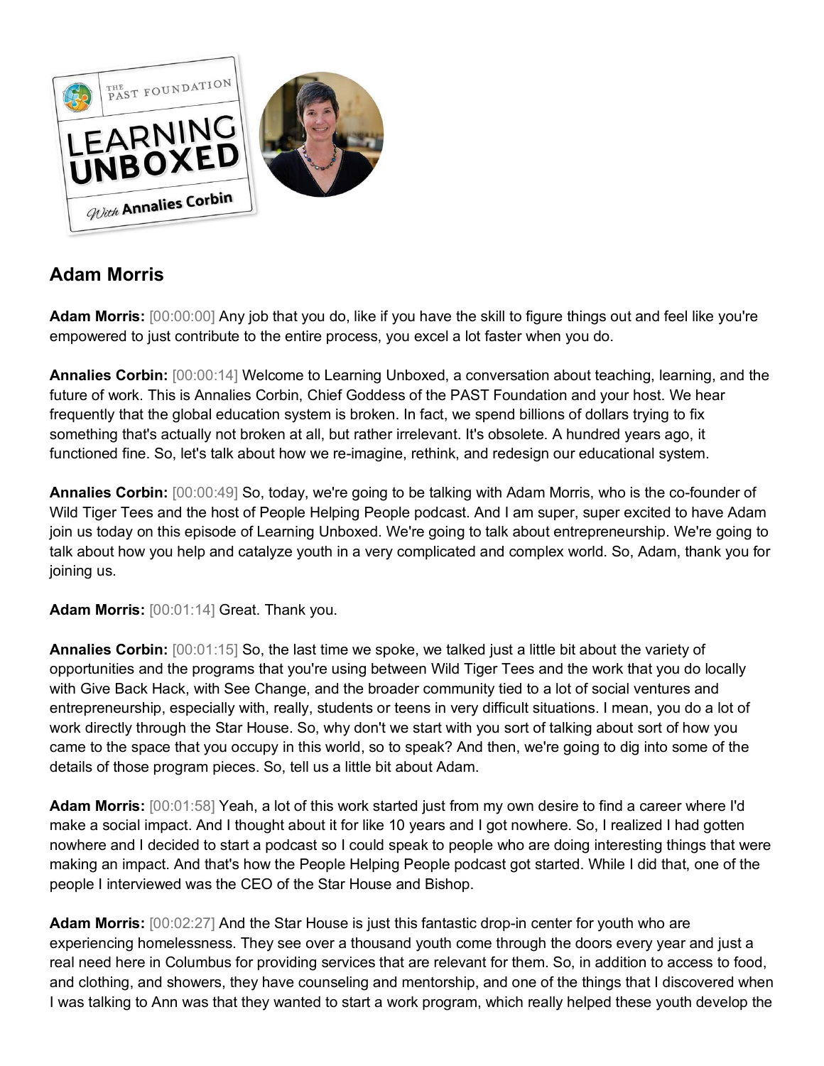## Adam Morris

**Adam Morris:** [00:00:00] Any job that you do, like if you have the skill to figure things out and feel like you're empowered to just contribute to the entire process, you excel a lot faster when you do.

**Annalies Corbin:** [00:00:14] Welcome to Learning Unboxed, a conversation about teaching, learning, and the future of work. This is Annalies Corbin, Chief Goddess of the PAST Foundation and your host. We hear frequently that the global education system is broken. In fact, we spend billions of dollars trying to fix something that's actually not broken at all, but rather irrelevant. It's obsolete. A hundred years ago, it functioned fine. So, let's talk about how we re-imagine, rethink, and redesign our educational system.

**Annalies Corbin:** [00:00:49] So, today, we're going to be talking with Adam Morris, who is the co-founder of Wild Tiger Tees and the host of People Helping People podcast. And I am super, super excited to have Adam join us today on this episode of Learning Unboxed. We're going to talk about entrepreneurship. We're going to talk about how you help and catalyze youth in a very complicated and complex world. So, Adam, thank you for joining us.

**Adam Morris:** [00:01:14] Great. Thank you.

**Annalies Corbin:** [00:01:15] So, the last time we spoke, we talked just a little bit about the variety of opportunities and the programs that you're using between Wild Tiger Tees and the work that you do locally with Give Back Hack, with See Change, and the broader community tied to a lot of social ventures and entrepreneurship, especially with, really, students or teens in very difficult situations. I mean, you do a lot of work directly through the Star House. So, why don't we start with you sort of talking about sort of how you came to the space that you occupy in this world, so to speak? And then, we're going to dig into some of the details of those program pieces. So, tell us a little bit about Adam.

**Adam Morris:** [00:01:58] Yeah, a lot of this work started just from my own desire to find a career where I'd make a social impact. And I thought about it for like 10 years and I got nowhere. So, I realized I had gotten nowhere and I decided to start a podcast so I could speak to people who are doing interesting things that were making an impact. And that's how the People Helping People podcast got started. While I did that, one of the people I interviewed was the CEO of the Star House and Bishop.

**Adam Morris:** [00:02:27] And the Star House is just this fantastic drop-in center for youth who are experiencing homelessness. They see over a thousand youth come through the doors every year and just a real need here in Columbus for providing services that are relevant for them. So, in addition to access to food, and clothing, and showers, they have counseling and mentorship, and one of the things that I discovered when I was talking to Ann was that they wanted to start a work program, which really helped these youth develop the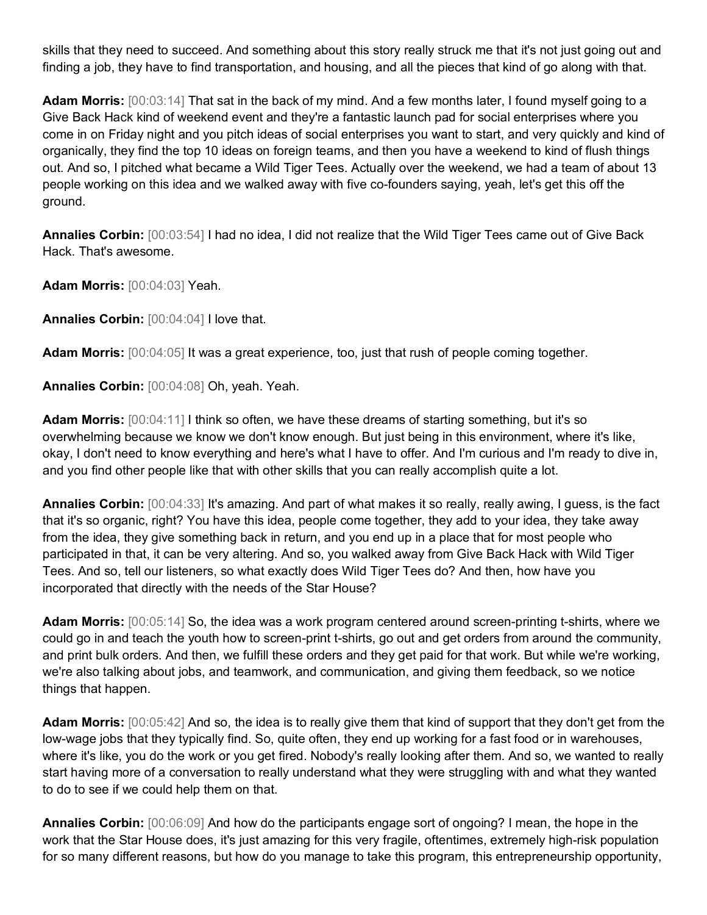skills that they need to succeed. And something about this story really struck me that it's not just going out and finding a job, they have to find transportation, and housing, and all the pieces that kind of go along with that.

**Adam Morris:** [00:03:14] That sat in the back of my mind. And a few months later, I found myself going to a Give Back Hack kind of weekend event and they're a fantastic launch pad for social enterprises where you come in on Friday night and you pitch ideas of social enterprises you want to start, and very quickly and kind of organically, they find the top 10 ideas on foreign teams, and then you have a weekend to kind of flush things out. And so, I pitched what became a Wild Tiger Tees. Actually over the weekend, we had a team of about 13 people working on this idea and we walked away with five co-founders saying, yeah, let's get this off the ground.

**Annalies Corbin:** [00:03:54] I had no idea, I did not realize that the Wild Tiger Tees came out of Give Back Hack. That's awesome.

**Adam Morris:** [00:04:03] Yeah.

**Annalies Corbin:** [00:04:04] I love that.

**Adam Morris:** [00:04:05] It was a great experience, too, just that rush of people coming together.

**Annalies Corbin:** [00:04:08] Oh, yeah. Yeah.

**Adam Morris:** [00:04:11] I think so often, we have these dreams of starting something, but it's so overwhelming because we know we don't know enough. But just being in this environment, where it's like, okay, I don't need to know everything and here's what I have to offer. And I'm curious and I'm ready to dive in, and you find other people like that with other skills that you can really accomplish quite a lot.

**Annalies Corbin:** [00:04:33] It's amazing. And part of what makes it so really, really awing, I guess, is the fact that it's so organic, right? You have this idea, people come together, they add to your idea, they take away from the idea, they give something back in return, and you end up in a place that for most people who participated in that, it can be very altering. And so, you walked away from Give Back Hack with Wild Tiger Tees. And so, tell our listeners, so what exactly does Wild Tiger Tees do? And then, how have you incorporated that directly with the needs of the Star House?

**Adam Morris:** [00:05:14] So, the idea was a work program centered around screen-printing t-shirts, where we could go in and teach the youth how to screen-print t-shirts, go out and get orders from around the community, and print bulk orders. And then, we fulfill these orders and they get paid for that work. But while we're working, we're also talking about jobs, and teamwork, and communication, and giving them feedback, so we notice things that happen.

**Adam Morris:** [00:05:42] And so, the idea is to really give them that kind of support that they don't get from the low-wage jobs that they typically find. So, quite often, they end up working for a fast food or in warehouses, where it's like, you do the work or you get fired. Nobody's really looking after them. And so, we wanted to really start having more of a conversation to really understand what they were struggling with and what they wanted to do to see if we could help them on that.

**Annalies Corbin:** [00:06:09] And how do the participants engage sort of ongoing? I mean, the hope in the work that the Star House does, it's just amazing for this very fragile, oftentimes, extremely high-risk population for so many different reasons, but how do you manage to take this program, this entrepreneurship opportunity,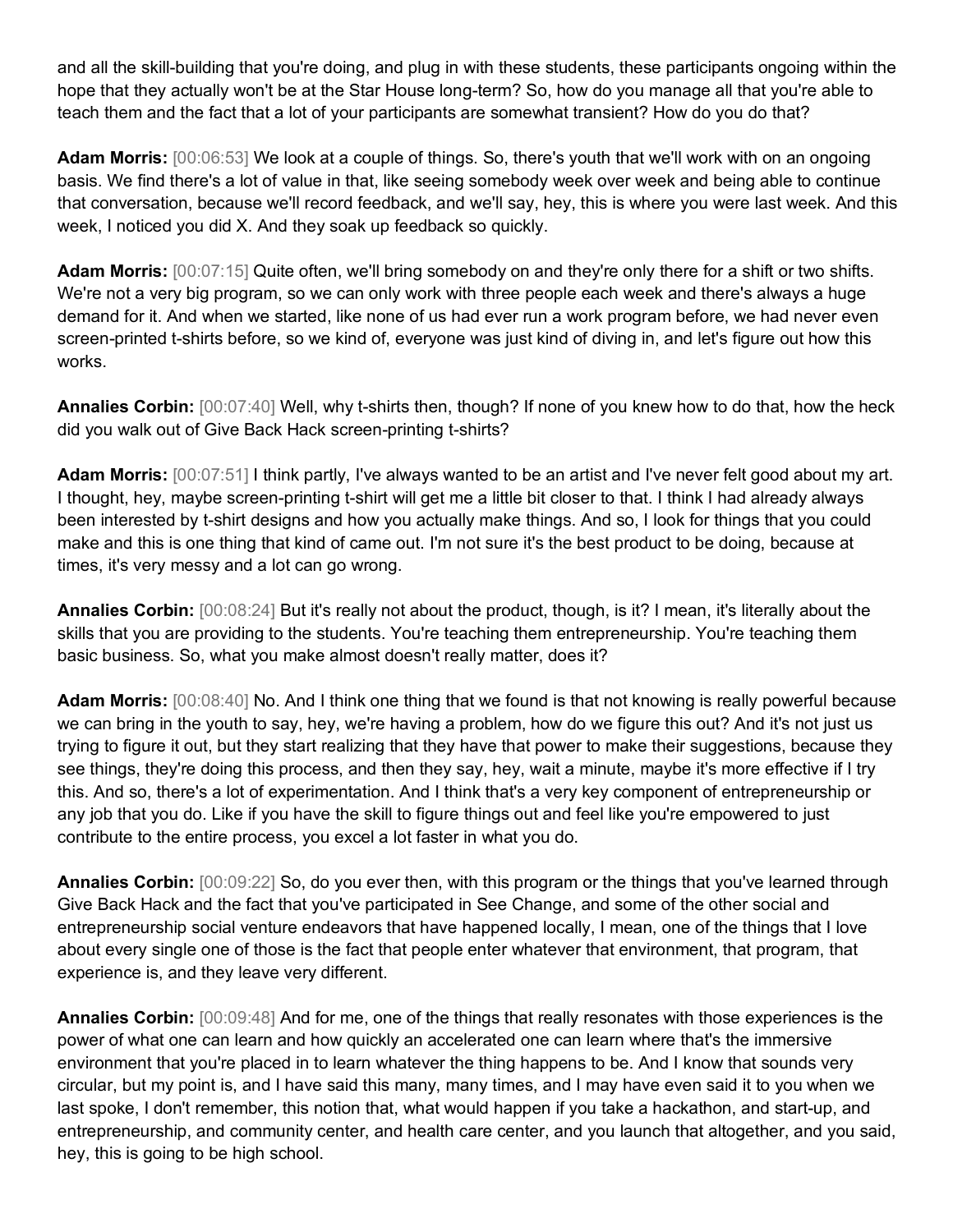and all the skill-building that you're doing, and plug in with these students, these participants ongoing within the hope that they actually won't be at the Star House long-term? So, how do you manage all that you're able to teach them and the fact that a lot of your participants are somewhat transient? How do you do that?

**Adam Morris:** [00:06:53] We look at a couple of things. So, there's youth that we'll work with on an ongoing basis. We find there's a lot of value in that, like seeing somebody week over week and being able to continue that conversation, because we'll record feedback, and we'll say, hey, this is where you were last week. And this week, I noticed you did X. And they soak up feedback so quickly.

**Adam Morris:** [00:07:15] Quite often, we'll bring somebody on and they're only there for a shift or two shifts. We're not a very big program, so we can only work with three people each week and there's always a huge demand for it. And when we started, like none of us had ever run a work program before, we had never even screen-printed t-shirts before, so we kind of, everyone was just kind of diving in, and let's figure out how this works.

**Annalies Corbin:** [00:07:40] Well, why t-shirts then, though? If none of you knew how to do that, how the heck did you walk out of Give Back Hack screen-printing t-shirts?

**Adam Morris:** [00:07:51] I think partly, I've always wanted to be an artist and I've never felt good about my art. I thought, hey, maybe screen-printing t-shirt will get me a little bit closer to that. I think I had already always been interested by t-shirt designs and how you actually make things. And so, I look for things that you could make and this is one thing that kind of came out. I'm not sure it's the best product to be doing, because at times, it's very messy and a lot can go wrong.

**Annalies Corbin:** [00:08:24] But it's really not about the product, though, is it? I mean, it's literally about the skills that you are providing to the students. You're teaching them entrepreneurship. You're teaching them basic business. So, what you make almost doesn't really matter, does it?

**Adam Morris:** [00:08:40] No. And I think one thing that we found is that not knowing is really powerful because we can bring in the youth to say, hey, we're having a problem, how do we figure this out? And it's not just us trying to figure it out, but they start realizing that they have that power to make their suggestions, because they see things, they're doing this process, and then they say, hey, wait a minute, maybe it's more effective if I try this. And so, there's a lot of experimentation. And I think that's a very key component of entrepreneurship or any job that you do. Like if you have the skill to figure things out and feel like you're empowered to just contribute to the entire process, you excel a lot faster in what you do.

**Annalies Corbin:** [00:09:22] So, do you ever then, with this program or the things that you've learned through Give Back Hack and the fact that you've participated in See Change, and some of the other social and entrepreneurship social venture endeavors that have happened locally, I mean, one of the things that I love about every single one of those is the fact that people enter whatever that environment, that program, that experience is, and they leave very different.

**Annalies Corbin:** [00:09:48] And for me, one of the things that really resonates with those experiences is the power of what one can learn and how quickly an accelerated one can learn where that's the immersive environment that you're placed in to learn whatever the thing happens to be. And I know that sounds very circular, but my point is, and I have said this many, many times, and I may have even said it to you when we last spoke, I don't remember, this notion that, what would happen if you take a hackathon, and start-up, and entrepreneurship, and community center, and health care center, and you launch that altogether, and you said, hey, this is going to be high school.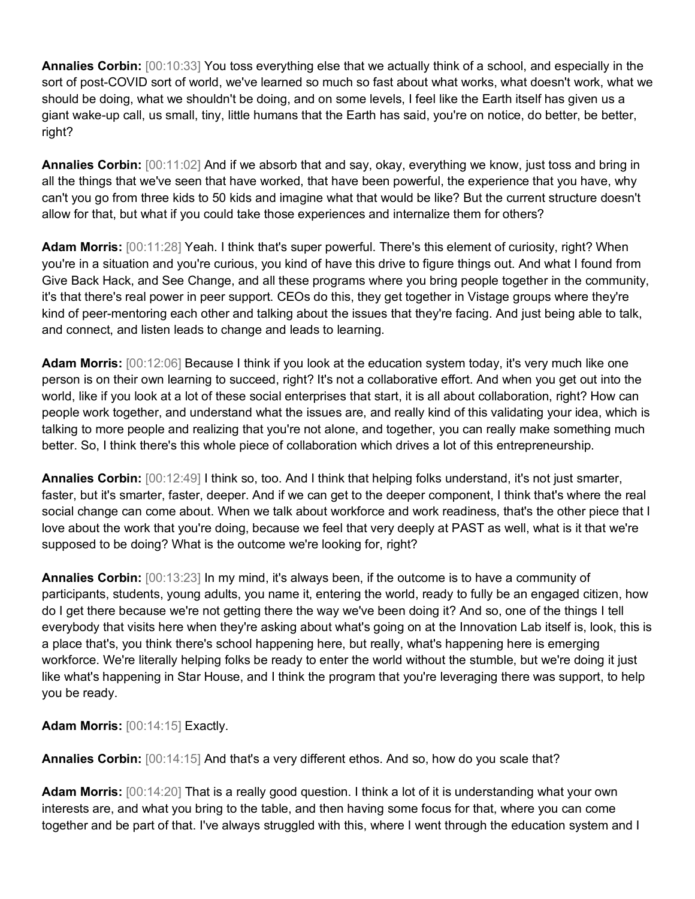**Annalies Corbin:** [00:10:33] You toss everything else that we actually think of a school, and especially in the sort of post-COVID sort of world, we've learned so much so fast about what works, what doesn't work, what we should be doing, what we shouldn't be doing, and on some levels, I feel like the Earth itself has given us a giant wake-up call, us small, tiny, little humans that the Earth has said, you're on notice, do better, be better, right?

**Annalies Corbin:** [00:11:02] And if we absorb that and say, okay, everything we know, just toss and bring in all the things that we've seen that have worked, that have been powerful, the experience that you have, why can't you go from three kids to 50 kids and imagine what that would be like? But the current structure doesn't allow for that, but what if you could take those experiences and internalize them for others?

**Adam Morris:** [00:11:28] Yeah. I think that's super powerful. There's this element of curiosity, right? When you're in a situation and you're curious, you kind of have this drive to figure things out. And what I found from Give Back Hack, and See Change, and all these programs where you bring people together in the community, it's that there's real power in peer support. CEOs do this, they get together in Vistage groups where they're kind of peer-mentoring each other and talking about the issues that they're facing. And just being able to talk, and connect, and listen leads to change and leads to learning.

**Adam Morris:** [00:12:06] Because I think if you look at the education system today, it's very much like one person is on their own learning to succeed, right? It's not a collaborative effort. And when you get out into the world, like if you look at a lot of these social enterprises that start, it is all about collaboration, right? How can people work together, and understand what the issues are, and really kind of this validating your idea, which is talking to more people and realizing that you're not alone, and together, you can really make something much better. So, I think there's this whole piece of collaboration which drives a lot of this entrepreneurship.

**Annalies Corbin:** [00:12:49] I think so, too. And I think that helping folks understand, it's not just smarter, faster, but it's smarter, faster, deeper. And if we can get to the deeper component, I think that's where the real social change can come about. When we talk about workforce and work readiness, that's the other piece that I love about the work that you're doing, because we feel that very deeply at PAST as well, what is it that we're supposed to be doing? What is the outcome we're looking for, right?

**Annalies Corbin:** [00:13:23] In my mind, it's always been, if the outcome is to have a community of participants, students, young adults, you name it, entering the world, ready to fully be an engaged citizen, how do I get there because we're not getting there the way we've been doing it? And so, one of the things I tell everybody that visits here when they're asking about what's going on at the Innovation Lab itself is, look, this is a place that's, you think there's school happening here, but really, what's happening here is emerging workforce. We're literally helping folks be ready to enter the world without the stumble, but we're doing it just like what's happening in Star House, and I think the program that you're leveraging there was support, to help you be ready.

**Adam Morris:** [00:14:15] Exactly.

**Annalies Corbin:** [00:14:15] And that's a very different ethos. And so, how do you scale that?

**Adam Morris:** [00:14:20] That is a really good question. I think a lot of it is understanding what your own interests are, and what you bring to the table, and then having some focus for that, where you can come together and be part of that. I've always struggled with this, where I went through the education system and I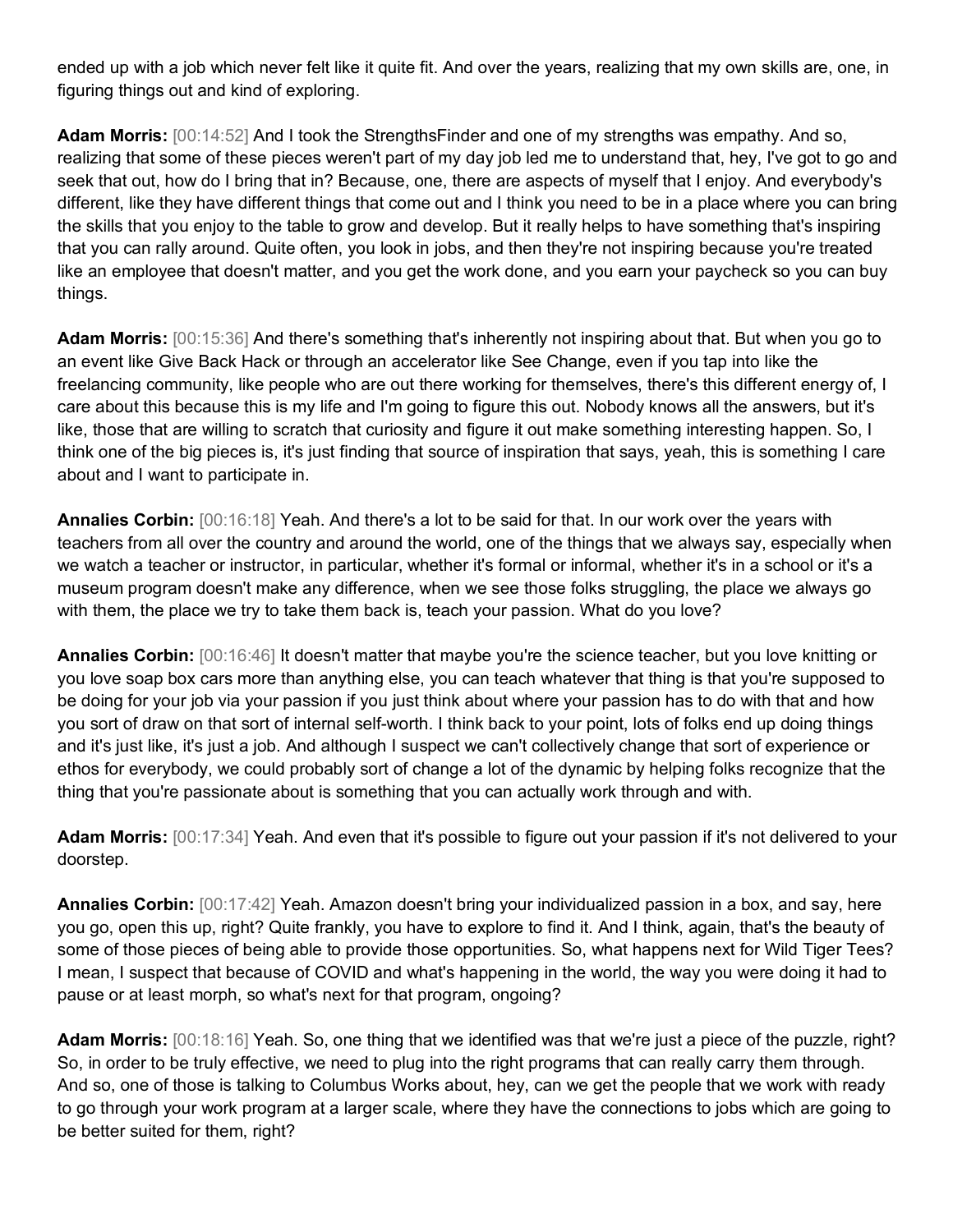ended up with a job which never felt like it quite fit. And over the years, realizing that my own skills are, one, in figuring things out and kind of exploring.

**Adam Morris:** [00:14:52] And I took the StrengthsFinder and one of my strengths was empathy. And so, realizing that some of these pieces weren't part of my day job led me to understand that, hey, I've got to go and seek that out, how do I bring that in? Because, one, there are aspects of myself that I enjoy. And everybody's different, like they have different things that come out and I think you need to be in a place where you can bring the skills that you enjoy to the table to grow and develop. But it really helps to have something that's inspiring that you can rally around. Quite often, you look in jobs, and then they're not inspiring because you're treated like an employee that doesn't matter, and you get the work done, and you earn your paycheck so you can buy things.

**Adam Morris:** [00:15:36] And there's something that's inherently not inspiring about that. But when you go to an event like Give Back Hack or through an accelerator like See Change, even if you tap into like the freelancing community, like people who are out there working for themselves, there's this different energy of, I care about this because this is my life and I'm going to figure this out. Nobody knows all the answers, but it's like, those that are willing to scratch that curiosity and figure it out make something interesting happen. So, I think one of the big pieces is, it's just finding that source of inspiration that says, yeah, this is something I care about and I want to participate in.

**Annalies Corbin:** [00:16:18] Yeah. And there's a lot to be said for that. In our work over the years with teachers from all over the country and around the world, one of the things that we always say, especially when we watch a teacher or instructor, in particular, whether it's formal or informal, whether it's in a school or it's a museum program doesn't make any difference, when we see those folks struggling, the place we always go with them, the place we try to take them back is, teach your passion. What do you love?

**Annalies Corbin:** [00:16:46] It doesn't matter that maybe you're the science teacher, but you love knitting or you love soap box cars more than anything else, you can teach whatever that thing is that you're supposed to be doing for your job via your passion if you just think about where your passion has to do with that and how you sort of draw on that sort of internal self-worth. I think back to your point, lots of folks end up doing things and it's just like, it's just a job. And although I suspect we can't collectively change that sort of experience or ethos for everybody, we could probably sort of change a lot of the dynamic by helping folks recognize that the thing that you're passionate about is something that you can actually work through and with.

**Adam Morris:** [00:17:34] Yeah. And even that it's possible to figure out your passion if it's not delivered to your doorstep.

**Annalies Corbin:** [00:17:42] Yeah. Amazon doesn't bring your individualized passion in a box, and say, here you go, open this up, right? Quite frankly, you have to explore to find it. And I think, again, that's the beauty of some of those pieces of being able to provide those opportunities. So, what happens next for Wild Tiger Tees? I mean, I suspect that because of COVID and what's happening in the world, the way you were doing it had to pause or at least morph, so what's next for that program, ongoing?

**Adam Morris:** [00:18:16] Yeah. So, one thing that we identified was that we're just a piece of the puzzle, right? So, in order to be truly effective, we need to plug into the right programs that can really carry them through. And so, one of those is talking to Columbus Works about, hey, can we get the people that we work with ready to go through your work program at a larger scale, where they have the connections to jobs which are going to be better suited for them, right?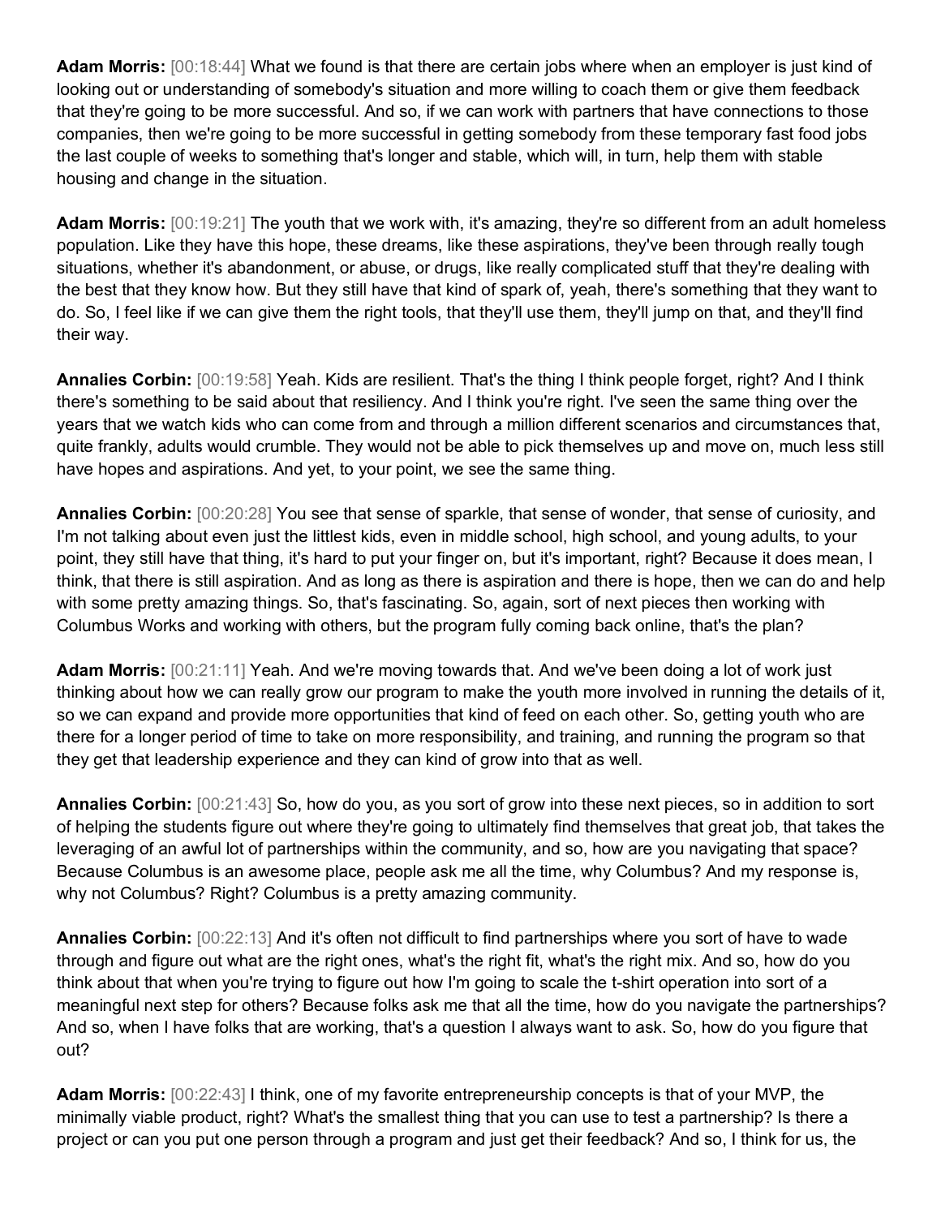**Adam Morris:** [00:18:44] What we found is that there are certain jobs where when an employer is just kind of looking out or understanding of somebody's situation and more willing to coach them or give them feedback that they're going to be more successful. And so, if we can work with partners that have connections to those companies, then we're going to be more successful in getting somebody from these temporary fast food jobs the last couple of weeks to something that's longer and stable, which will, in turn, help them with stable housing and change in the situation.

**Adam Morris:** [00:19:21] The youth that we work with, it's amazing, they're so different from an adult homeless population. Like they have this hope, these dreams, like these aspirations, they've been through really tough situations, whether it's abandonment, or abuse, or drugs, like really complicated stuff that they're dealing with the best that they know how. But they still have that kind of spark of, yeah, there's something that they want to do. So, I feel like if we can give them the right tools, that they'll use them, they'll jump on that, and they'll find their way.

**Annalies Corbin:** [00:19:58] Yeah. Kids are resilient. That's the thing I think people forget, right? And I think there's something to be said about that resiliency. And I think you're right. I've seen the same thing over the years that we watch kids who can come from and through a million different scenarios and circumstances that, quite frankly, adults would crumble. They would not be able to pick themselves up and move on, much less still have hopes and aspirations. And yet, to your point, we see the same thing.

**Annalies Corbin:** [00:20:28] You see that sense of sparkle, that sense of wonder, that sense of curiosity, and I'm not talking about even just the littlest kids, even in middle school, high school, and young adults, to your point, they still have that thing, it's hard to put your finger on, but it's important, right? Because it does mean, I think, that there is still aspiration. And as long as there is aspiration and there is hope, then we can do and help with some pretty amazing things. So, that's fascinating. So, again, sort of next pieces then working with Columbus Works and working with others, but the program fully coming back online, that's the plan?

**Adam Morris:** [00:21:11] Yeah. And we're moving towards that. And we've been doing a lot of work just thinking about how we can really grow our program to make the youth more involved in running the details of it, so we can expand and provide more opportunities that kind of feed on each other. So, getting youth who are there for a longer period of time to take on more responsibility, and training, and running the program so that they get that leadership experience and they can kind of grow into that as well.

**Annalies Corbin:** [00:21:43] So, how do you, as you sort of grow into these next pieces, so in addition to sort of helping the students figure out where they're going to ultimately find themselves that great job, that takes the leveraging of an awful lot of partnerships within the community, and so, how are you navigating that space? Because Columbus is an awesome place, people ask me all the time, why Columbus? And my response is, why not Columbus? Right? Columbus is a pretty amazing community.

**Annalies Corbin:** [00:22:13] And it's often not difficult to find partnerships where you sort of have to wade through and figure out what are the right ones, what's the right fit, what's the right mix. And so, how do you think about that when you're trying to figure out how I'm going to scale the t-shirt operation into sort of a meaningful next step for others? Because folks ask me that all the time, how do you navigate the partnerships? And so, when I have folks that are working, that's a question I always want to ask. So, how do you figure that out?

**Adam Morris:** [00:22:43] I think, one of my favorite entrepreneurship concepts is that of your MVP, the minimally viable product, right? What's the smallest thing that you can use to test a partnership? Is there a project or can you put one person through a program and just get their feedback? And so, I think for us, the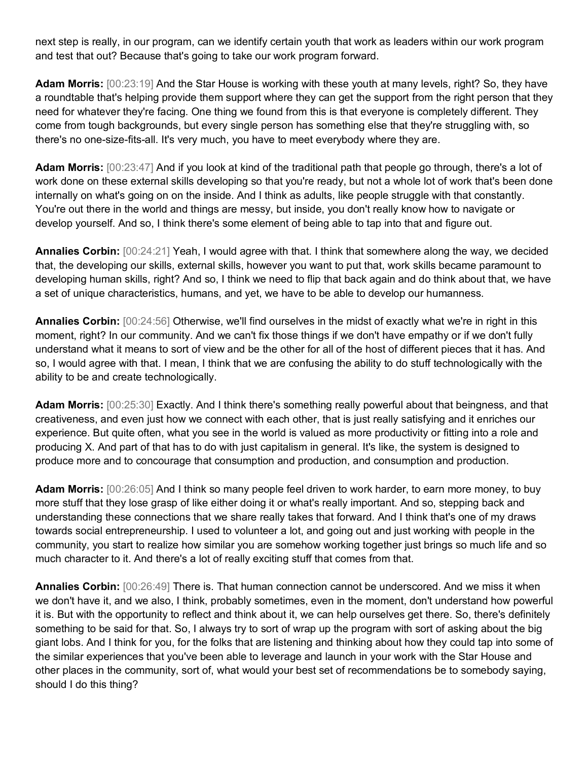next step is really, in our program, can we identify certain youth that work as leaders within our work program and test that out? Because that's going to take our work program forward.

**Adam Morris:** [00:23:19] And the Star House is working with these youth at many levels, right? So, they have a roundtable that's helping provide them support where they can get the support from the right person that they need for whatever they're facing. One thing we found from this is that everyone is completely different. They come from tough backgrounds, but every single person has something else that they're struggling with, so there's no one-size-fits-all. It's very much, you have to meet everybody where they are.

**Adam Morris:** [00:23:47] And if you look at kind of the traditional path that people go through, there's a lot of work done on these external skills developing so that you're ready, but not a whole lot of work that's been done internally on what's going on on the inside. And I think as adults, like people struggle with that constantly. You're out there in the world and things are messy, but inside, you don't really know how to navigate or develop yourself. And so, I think there's some element of being able to tap into that and figure out.

**Annalies Corbin:** [00:24:21] Yeah, I would agree with that. I think that somewhere along the way, we decided that, the developing our skills, external skills, however you want to put that, work skills became paramount to developing human skills, right? And so, I think we need to flip that back again and do think about that, we have a set of unique characteristics, humans, and yet, we have to be able to develop our humanness.

**Annalies Corbin:** [00:24:56] Otherwise, we'll find ourselves in the midst of exactly what we're in right in this moment, right? In our community. And we can't fix those things if we don't have empathy or if we don't fully understand what it means to sort of view and be the other for all of the host of different pieces that it has. And so, I would agree with that. I mean, I think that we are confusing the ability to do stuff technologically with the ability to be and create technologically.

**Adam Morris:** [00:25:30] Exactly. And I think there's something really powerful about that beingness, and that creativeness, and even just how we connect with each other, that is just really satisfying and it enriches our experience. But quite often, what you see in the world is valued as more productivity or fitting into a role and producing X. And part of that has to do with just capitalism in general. It's like, the system is designed to produce more and to concourage that consumption and production, and consumption and production.

**Adam Morris:** [00:26:05] And I think so many people feel driven to work harder, to earn more money, to buy more stuff that they lose grasp of like either doing it or what's really important. And so, stepping back and understanding these connections that we share really takes that forward. And I think that's one of my draws towards social entrepreneurship. I used to volunteer a lot, and going out and just working with people in the community, you start to realize how similar you are somehow working together just brings so much life and so much character to it. And there's a lot of really exciting stuff that comes from that.

**Annalies Corbin:** [00:26:49] There is. That human connection cannot be underscored. And we miss it when we don't have it, and we also, I think, probably sometimes, even in the moment, don't understand how powerful it is. But with the opportunity to reflect and think about it, we can help ourselves get there. So, there's definitely something to be said for that. So, I always try to sort of wrap up the program with sort of asking about the big giant lobs. And I think for you, for the folks that are listening and thinking about how they could tap into some of the similar experiences that you've been able to leverage and launch in your work with the Star House and other places in the community, sort of, what would your best set of recommendations be to somebody saying, should I do this thing?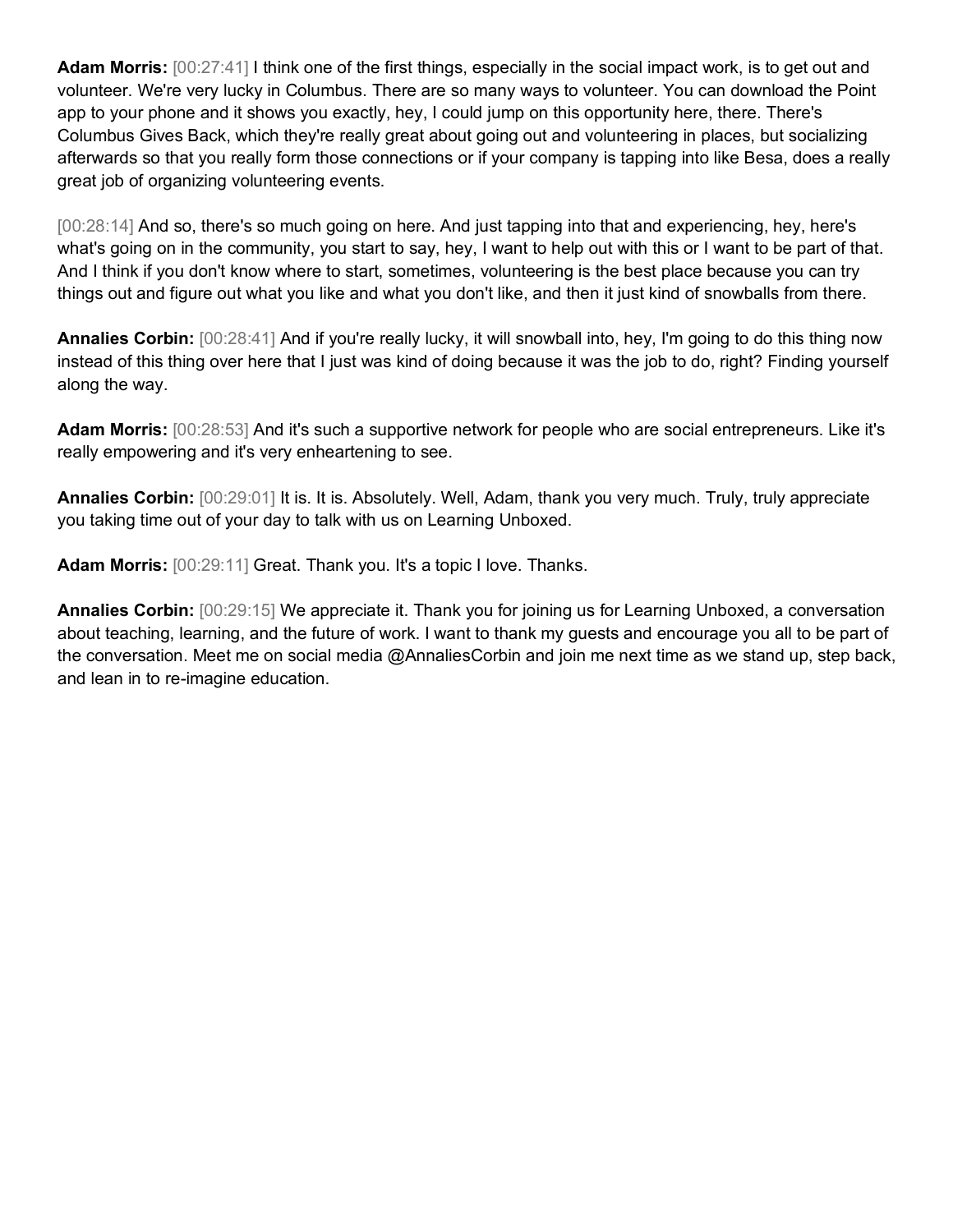**Adam Morris:** [00:27:41] I think one of the first things, especially in the social impact work, is to get out and volunteer. We're very lucky in Columbus. There are so many ways to volunteer. You can download the Point app to your phone and it shows you exactly, hey, I could jump on this opportunity here, there. There's Columbus Gives Back, which they're really great about going out and volunteering in places, but socializing afterwards so that you really form those connections or if your company is tapping into like Besa, does a really great job of organizing volunteering events.

[00:28:14] And so, there's so much going on here. And just tapping into that and experiencing, hey, here's what's going on in the community, you start to say, hey, I want to help out with this or I want to be part of that. And I think if you don't know where to start, sometimes, volunteering is the best place because you can try things out and figure out what you like and what you don't like, and then it just kind of snowballs from there.

**Annalies Corbin:** [00:28:41] And if you're really lucky, it will snowball into, hey, I'm going to do this thing now instead of this thing over here that I just was kind of doing because it was the job to do, right? Finding yourself along the way.

**Adam Morris:** [00:28:53] And it's such a supportive network for people who are social entrepreneurs. Like it's really empowering and it's very enheartening to see.

**Annalies Corbin:** [00:29:01] It is. It is. Absolutely. Well, Adam, thank you very much. Truly, truly appreciate you taking time out of your day to talk with us on Learning Unboxed.

**Adam Morris:** [00:29:11] Great. Thank you. It's a topic I love. Thanks.

**Annalies Corbin:** [00:29:15] We appreciate it. Thank you for joining us for Learning Unboxed, a conversation about teaching, learning, and the future of work. I want to thank my guests and encourage you all to be part of the conversation. Meet me on social media @AnnaliesCorbin and join me next time as we stand up, step back, and lean in to re-imagine education.